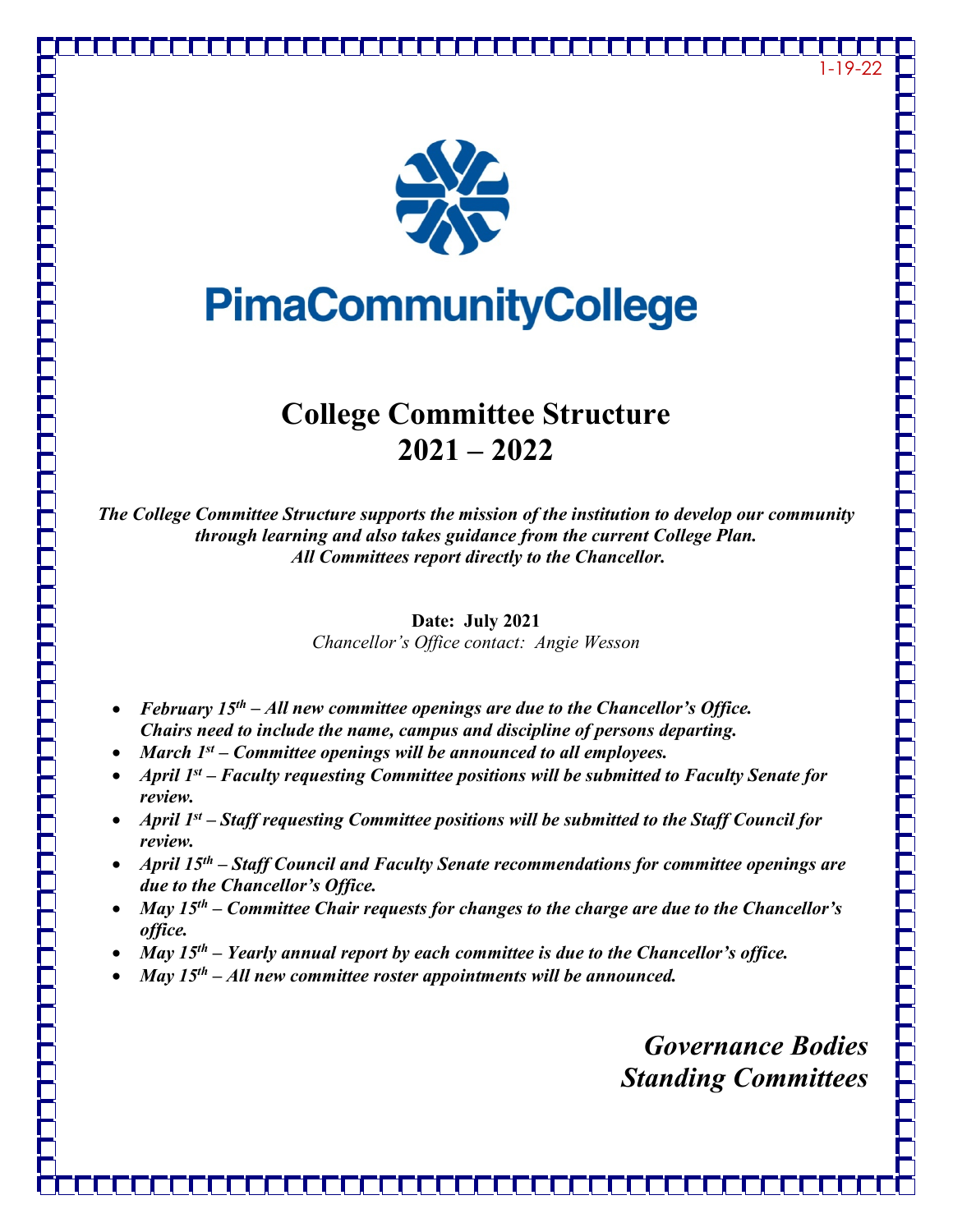1-19-22

PimaCommunityCollege

# College Committee Structure
# 2021 – 2022

***The College Committee Structure supports the mission of the institution to develop our community through learning and also takes guidance from the current College Plan. All Committees report directly to the Chancellor.***

**Date: July 2021**
*Chancellor's Office contact: Angie Wesson*

- ***February 15th – All new committee openings are due to the Chancellor's Office. Chairs need to include the name, campus and discipline of persons departing.***
- ***March 1st – Committee openings will be announced to all employees.***
- ***April 1st – Faculty requesting Committee positions will be submitted to Faculty Senate for review.***
- ***April 1st – Staff requesting Committee positions will be submitted to the Staff Council for review.***
- ***April 15th – Staff Council and Faculty Senate recommendations for committee openings are due to the Chancellor's Office.***
- ***May 15th – Committee Chair requests for changes to the charge are due to the Chancellor's office.***
- ***May 15th – Yearly annual report by each committee is due to the Chancellor's office.***
- ***May 15th – All new committee roster appointments will be announced.***

*Governance Bodies*
*Standing Committees*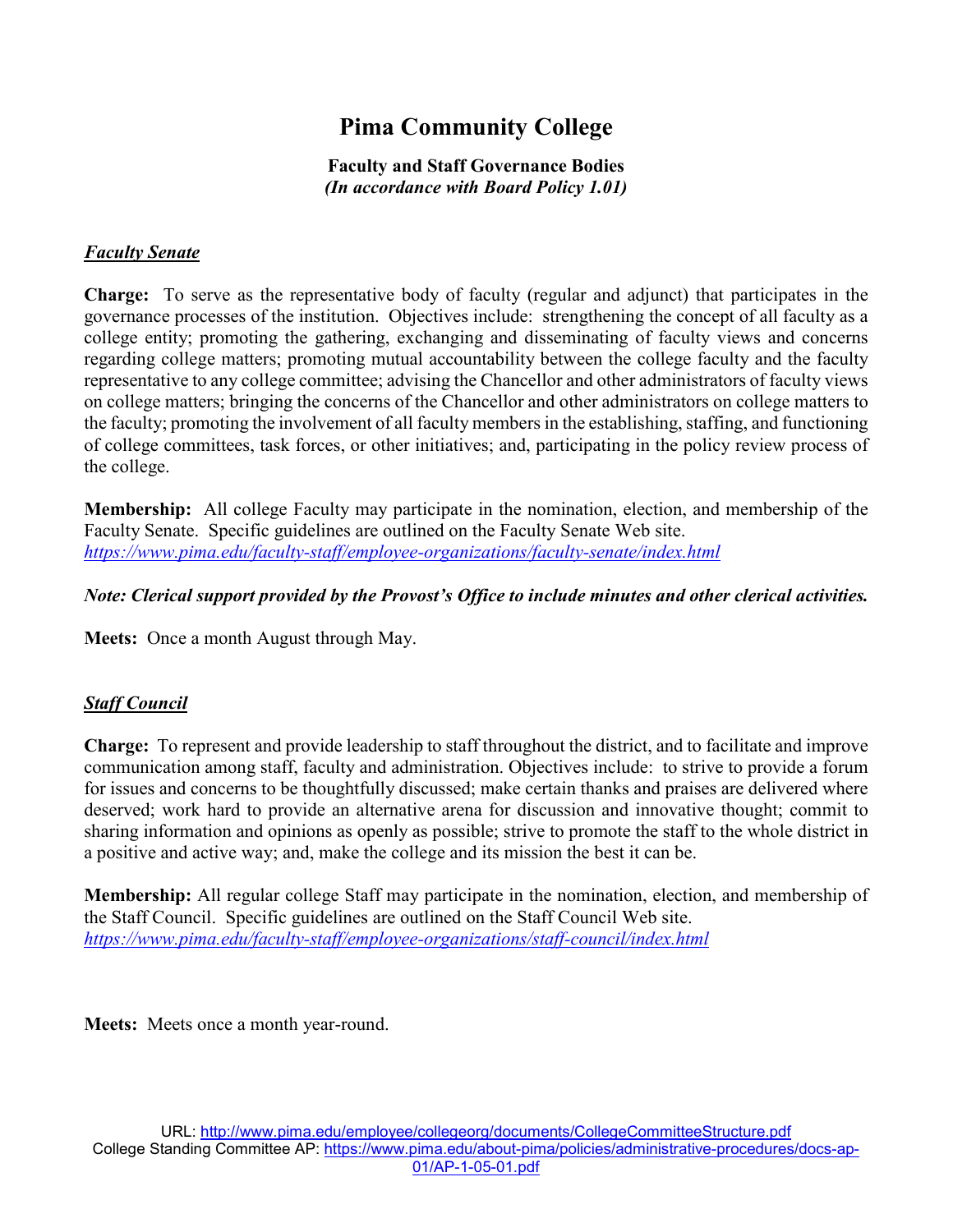# Pima Community College

**Faculty and Staff Governance Bodies**
***(In accordance with Board Policy 1.01)***

## ***Faculty Senate***

**Charge:** To serve as the representative body of faculty (regular and adjunct) that participates in the governance processes of the institution. Objectives include: strengthening the concept of all faculty as a college entity; promoting the gathering, exchanging and disseminating of faculty views and concerns regarding college matters; promoting mutual accountability between the college faculty and the faculty representative to any college committee; advising the Chancellor and other administrators of faculty views on college matters; bringing the concerns of the Chancellor and other administrators on college matters to the faculty; promoting the involvement of all faculty members in the establishing, staffing, and functioning of college committees, task forces, or other initiatives; and, participating in the policy review process of the college.

**Membership:** All college Faculty may participate in the nomination, election, and membership of the Faculty Senate. Specific guidelines are outlined on the Faculty Senate Web site.
*https://www.pima.edu/faculty-staff/employee-organizations/faculty-senate/index.html*

***Note: Clerical support provided by the Provost's Office to include minutes and other clerical activities.***

**Meets:** Once a month August through May.

## ***Staff Council***

**Charge:** To represent and provide leadership to staff throughout the district, and to facilitate and improve communication among staff, faculty and administration. Objectives include: to strive to provide a forum for issues and concerns to be thoughtfully discussed; make certain thanks and praises are delivered where deserved; work hard to provide an alternative arena for discussion and innovative thought; commit to sharing information and opinions as openly as possible; strive to promote the staff to the whole district in a positive and active way; and, make the college and its mission the best it can be.

**Membership:** All regular college Staff may participate in the nomination, election, and membership of the Staff Council. Specific guidelines are outlined on the Staff Council Web site.
*https://www.pima.edu/faculty-staff/employee-organizations/staff-council/index.html*

**Meets:** Meets once a month year-round.

URL: http://www.pima.edu/employee/collegeorg/documents/CollegeCommitteeStructure.pdf
College Standing Committee AP: https://www.pima.edu/about-pima/policies/administrative-procedures/docs-ap-01/AP-1-05-01.pdf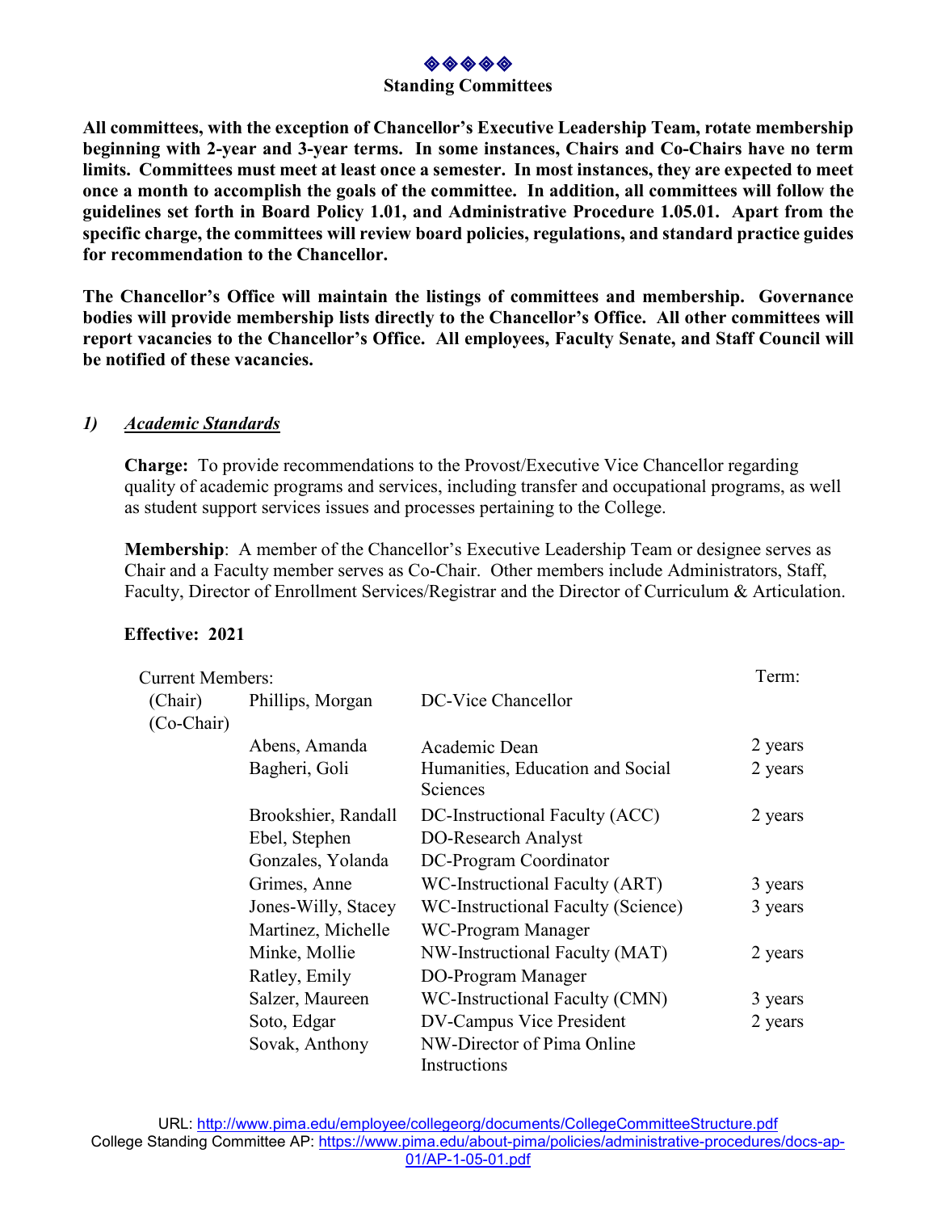◈◈◈◈◈

**Standing Committees**

**All committees, with the exception of Chancellor's Executive Leadership Team, rotate membership beginning with 2-year and 3-year terms. In some instances, Chairs and Co-Chairs have no term limits. Committees must meet at least once a semester. In most instances, they are expected to meet once a month to accomplish the goals of the committee. In addition, all committees will follow the guidelines set forth in Board Policy 1.01, and Administrative Procedure 1.05.01. Apart from the specific charge, the committees will review board policies, regulations, and standard practice guides for recommendation to the Chancellor.**

**The Chancellor's Office will maintain the listings of committees and membership. Governance bodies will provide membership lists directly to the Chancellor's Office. All other committees will report vacancies to the Chancellor's Office. All employees, Faculty Senate, and Staff Council will be notified of these vacancies.**

## *1) Academic Standards*

**Charge:** To provide recommendations to the Provost/Executive Vice Chancellor regarding quality of academic programs and services, including transfer and occupational programs, as well as student support services issues and processes pertaining to the College.

**Membership**: A member of the Chancellor's Executive Leadership Team or designee serves as Chair and a Faculty member serves as Co-Chair. Other members include Administrators, Staff, Faculty, Director of Enrollment Services/Registrar and the Director of Curriculum & Articulation.

**Effective: 2021**

| Current Members: | | | Term: |
|---|---|---|---|
| (Chair) | Phillips, Morgan | DC-Vice Chancellor | |
| (Co-Chair) | | | |
| | Abens, Amanda | Academic Dean | 2 years |
| | Bagheri, Goli | Humanities, Education and Social Sciences | 2 years |
| | Brookshier, Randall | DC-Instructional Faculty (ACC) | 2 years |
| | Ebel, Stephen | DO-Research Analyst | |
| | Gonzales, Yolanda | DC-Program Coordinator | |
| | Grimes, Anne | WC-Instructional Faculty (ART) | 3 years |
| | Jones-Willy, Stacey | WC-Instructional Faculty (Science) | 3 years |
| | Martinez, Michelle | WC-Program Manager | |
| | Minke, Mollie | NW-Instructional Faculty (MAT) | 2 years |
| | Ratley, Emily | DO-Program Manager | |
| | Salzer, Maureen | WC-Instructional Faculty (CMN) | 3 years |
| | Soto, Edgar | DV-Campus Vice President | 2 years |
| | Sovak, Anthony | NW-Director of Pima Online Instructions | |

URL: http://www.pima.edu/employee/collegeorg/documents/CollegeCommitteeStructure.pdf
College Standing Committee AP: https://www.pima.edu/about-pima/policies/administrative-procedures/docs-ap-01/AP-1-05-01.pdf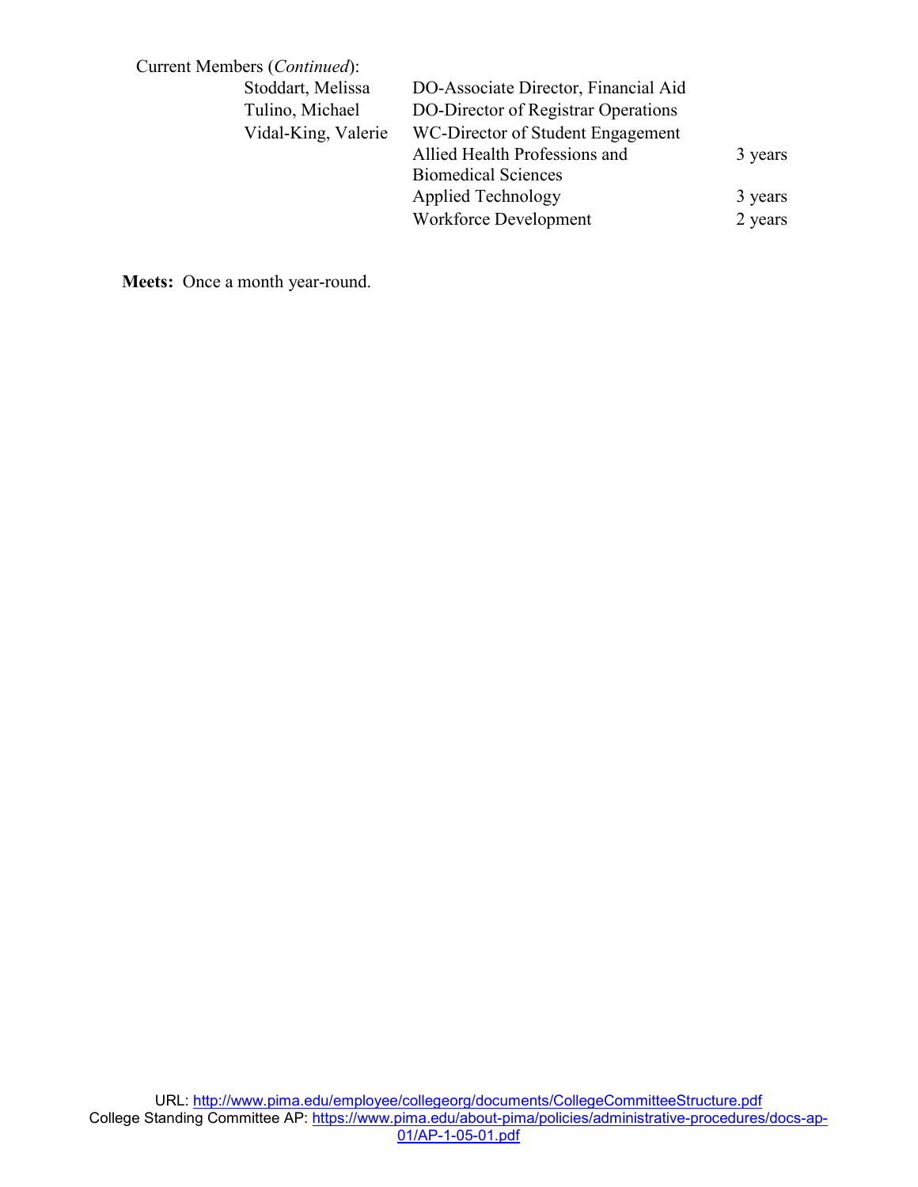Current Members (*Continued*):

| | | |
|---|---|---|
| Stoddart, Melissa | DO-Associate Director, Financial Aid | |
| Tulino, Michael | DO-Director of Registrar Operations | |
| Vidal-King, Valerie | WC-Director of Student Engagement | |
| | Allied Health Professions and Biomedical Sciences | 3 years |
| | Applied Technology | 3 years |
| | Workforce Development | 2 years |

**Meets:** Once a month year-round.

URL: http://www.pima.edu/employee/collegeorg/documents/CollegeCommitteeStructure.pdf
College Standing Committee AP: https://www.pima.edu/about-pima/policies/administrative-procedures/docs-ap-01/AP-1-05-01.pdf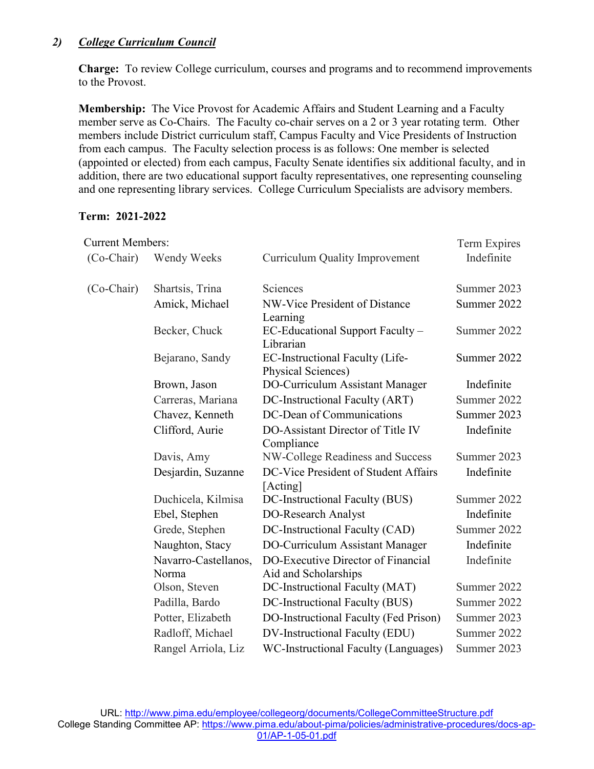## 2) *College Curriculum Council*

**Charge:** To review College curriculum, courses and programs and to recommend improvements to the Provost.

**Membership:** The Vice Provost for Academic Affairs and Student Learning and a Faculty member serve as Co-Chairs. The Faculty co-chair serves on a 2 or 3 year rotating term. Other members include District curriculum staff, Campus Faculty and Vice Presidents of Instruction from each campus. The Faculty selection process is as follows: One member is selected (appointed or elected) from each campus, Faculty Senate identifies six additional faculty, and in addition, there are two educational support faculty representatives, one representing counseling and one representing library services. College Curriculum Specialists are advisory members.

**Term: 2021-2022**

| Current Members: | | | Term Expires |
|---|---|---|---|
| (Co-Chair) | Wendy Weeks | Curriculum Quality Improvement | Indefinite |
| (Co-Chair) | Shartsis, Trina | Sciences | Summer 2023 |
| | Amick, Michael | NW-Vice President of Distance Learning | Summer 2022 |
| | Becker, Chuck | EC-Educational Support Faculty – Librarian | Summer 2022 |
| | Bejarano, Sandy | EC-Instructional Faculty (Life-Physical Sciences) | Summer 2022 |
| | Brown, Jason | DO-Curriculum Assistant Manager | Indefinite |
| | Carreras, Mariana | DC-Instructional Faculty (ART) | Summer 2022 |
| | Chavez, Kenneth | DC-Dean of Communications | Summer 2023 |
| | Clifford, Aurie | DO-Assistant Director of Title IV Compliance | Indefinite |
| | Davis, Amy | NW-College Readiness and Success | Summer 2023 |
| | Desjardin, Suzanne | DC-Vice President of Student Affairs [Acting] | Indefinite |
| | Duchicela, Kilmisa | DC-Instructional Faculty (BUS) | Summer 2022 |
| | Ebel, Stephen | DO-Research Analyst | Indefinite |
| | Grede, Stephen | DC-Instructional Faculty (CAD) | Summer 2022 |
| | Naughton, Stacy | DO-Curriculum Assistant Manager | Indefinite |
| | Navarro-Castellanos, Norma | DO-Executive Director of Financial Aid and Scholarships | Indefinite |
| | Olson, Steven | DC-Instructional Faculty (MAT) | Summer 2022 |
| | Padilla, Bardo | DC-Instructional Faculty (BUS) | Summer 2022 |
| | Potter, Elizabeth | DO-Instructional Faculty (Fed Prison) | Summer 2023 |
| | Radloff, Michael | DV-Instructional Faculty (EDU) | Summer 2022 |
| | Rangel Arriola, Liz | WC-Instructional Faculty (Languages) | Summer 2023 |

URL: http://www.pima.edu/employee/collegeorg/documents/CollegeCommitteeStructure.pdf
College Standing Committee AP: https://www.pima.edu/about-pima/policies/administrative-procedures/docs-ap-01/AP-1-05-01.pdf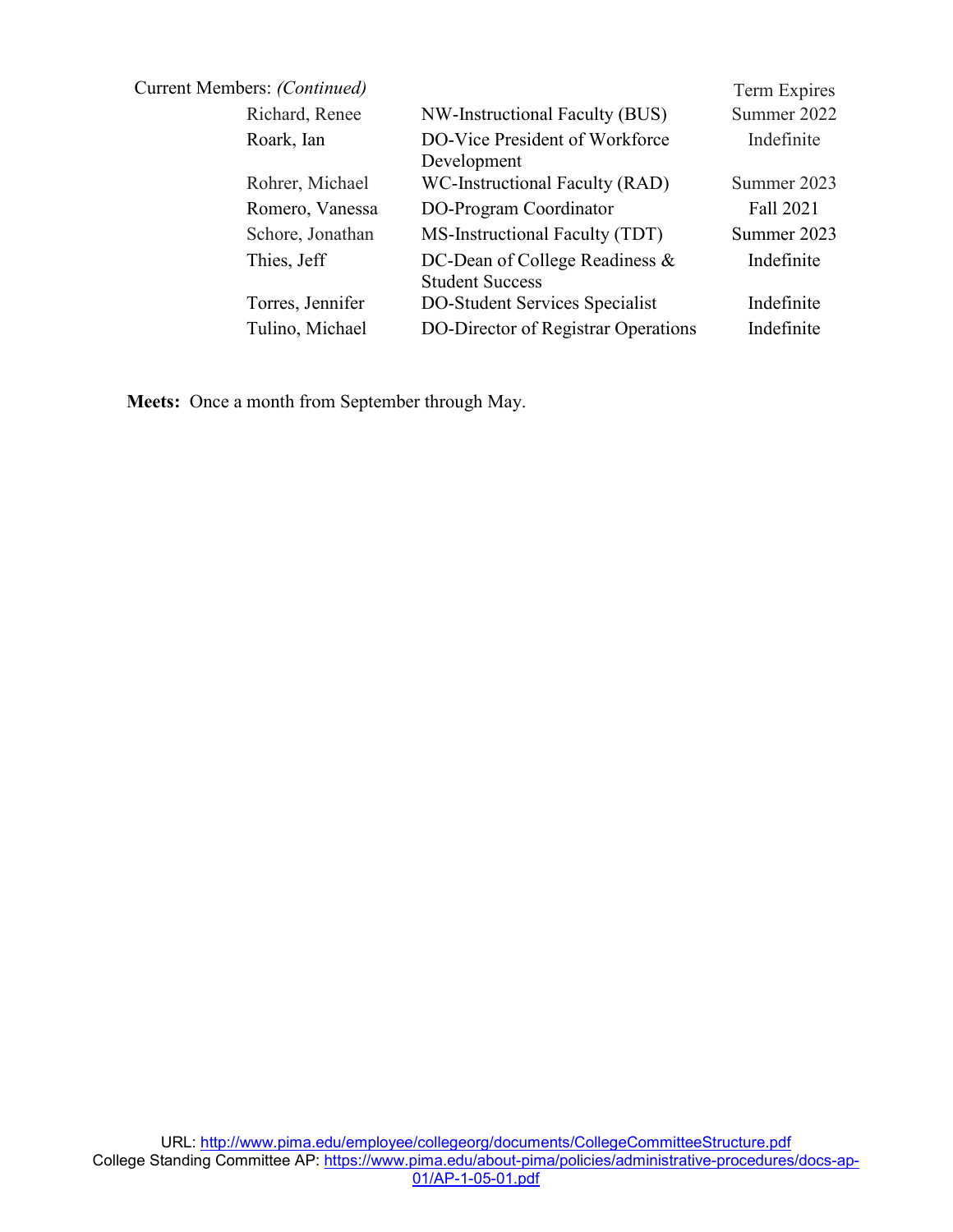Current Members: *(Continued)*

| | | Term Expires |
|---|---|---|
| Richard, Renee | NW-Instructional Faculty (BUS) | Summer 2022 |
| Roark, Ian | DO-Vice President of Workforce Development | Indefinite |
| Rohrer, Michael | WC-Instructional Faculty (RAD) | Summer 2023 |
| Romero, Vanessa | DO-Program Coordinator | Fall 2021 |
| Schore, Jonathan | MS-Instructional Faculty (TDT) | Summer 2023 |
| Thies, Jeff | DC-Dean of College Readiness & Student Success | Indefinite |
| Torres, Jennifer | DO-Student Services Specialist | Indefinite |
| Tulino, Michael | DO-Director of Registrar Operations | Indefinite |

**Meets:** Once a month from September through May.

URL: http://www.pima.edu/employee/collegeorg/documents/CollegeCommitteeStructure.pdf
College Standing Committee AP: https://www.pima.edu/about-pima/policies/administrative-procedures/docs-ap-01/AP-1-05-01.pdf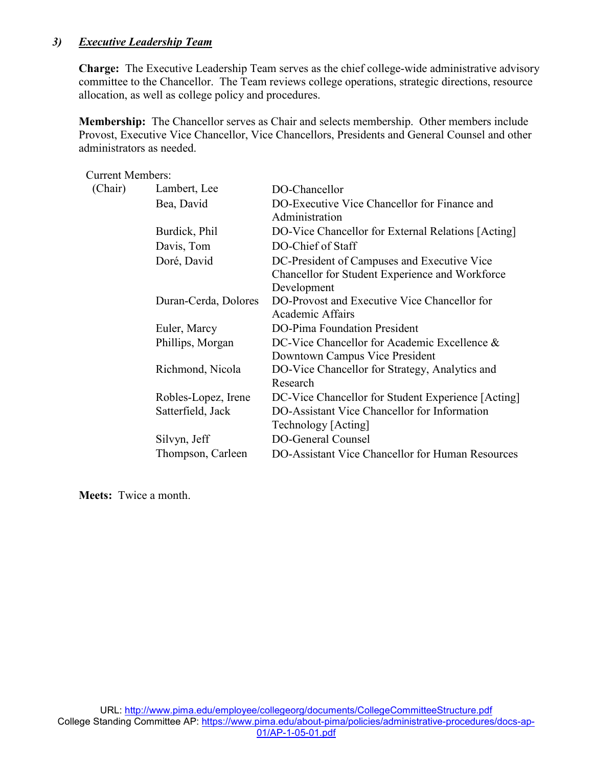### *3) Executive Leadership Team*

**Charge:** The Executive Leadership Team serves as the chief college-wide administrative advisory committee to the Chancellor. The Team reviews college operations, strategic directions, resource allocation, as well as college policy and procedures.

**Membership:** The Chancellor serves as Chair and selects membership. Other members include Provost, Executive Vice Chancellor, Vice Chancellors, Presidents and General Counsel and other administrators as needed.

Current Members:

| | | |
|---|---|---|
| (Chair) | Lambert, Lee | DO-Chancellor |
| | Bea, David | DO-Executive Vice Chancellor for Finance and Administration |
| | Burdick, Phil | DO-Vice Chancellor for External Relations [Acting] |
| | Davis, Tom | DO-Chief of Staff |
| | Doré, David | DC-President of Campuses and Executive Vice Chancellor for Student Experience and Workforce Development |
| | Duran-Cerda, Dolores | DO-Provost and Executive Vice Chancellor for Academic Affairs |
| | Euler, Marcy | DO-Pima Foundation President |
| | Phillips, Morgan | DC-Vice Chancellor for Academic Excellence & Downtown Campus Vice President |
| | Richmond, Nicola | DO-Vice Chancellor for Strategy, Analytics and Research |
| | Robles-Lopez, Irene | DC-Vice Chancellor for Student Experience [Acting] |
| | Satterfield, Jack | DO-Assistant Vice Chancellor for Information Technology [Acting] |
| | Silvyn, Jeff | DO-General Counsel |
| | Thompson, Carleen | DO-Assistant Vice Chancellor for Human Resources |

**Meets:** Twice a month.

URL: http://www.pima.edu/employee/collegeorg/documents/CollegeCommitteeStructure.pdf
College Standing Committee AP: https://www.pima.edu/about-pima/policies/administrative-procedures/docs-ap-01/AP-1-05-01.pdf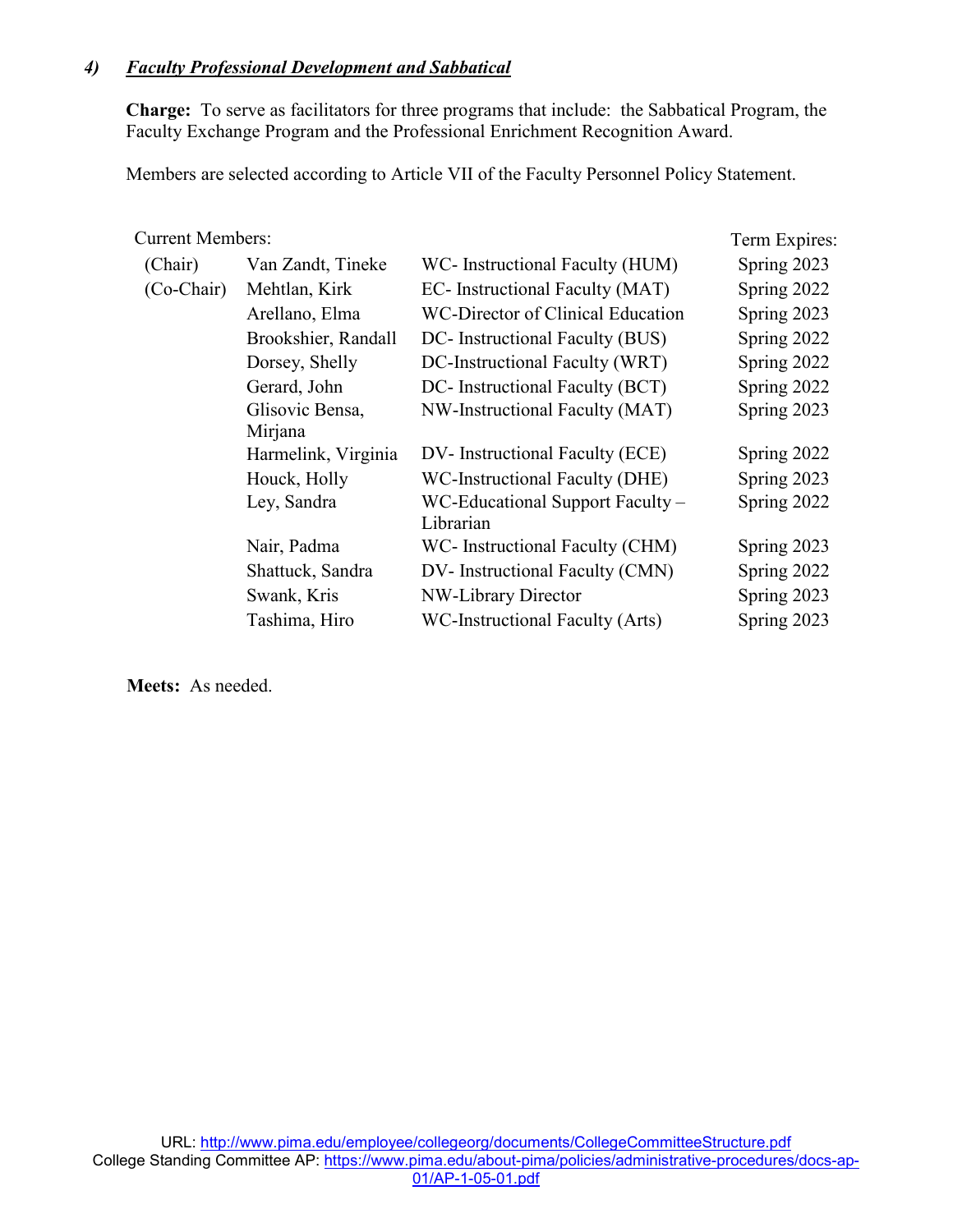### *4) Faculty Professional Development and Sabbatical*

**Charge:** To serve as facilitators for three programs that include: the Sabbatical Program, the Faculty Exchange Program and the Professional Enrichment Recognition Award.

Members are selected according to Article VII of the Faculty Personnel Policy Statement.

| Current Members: | | | Term Expires: |
|---|---|---|---|
| (Chair) | Van Zandt, Tineke | WC- Instructional Faculty (HUM) | Spring 2023 |
| (Co-Chair) | Mehtlan, Kirk | EC- Instructional Faculty (MAT) | Spring 2022 |
| | Arellano, Elma | WC-Director of Clinical Education | Spring 2023 |
| | Brookshier, Randall | DC- Instructional Faculty (BUS) | Spring 2022 |
| | Dorsey, Shelly | DC-Instructional Faculty (WRT) | Spring 2022 |
| | Gerard, John | DC- Instructional Faculty (BCT) | Spring 2022 |
| | Glisovic Bensa, Mirjana | NW-Instructional Faculty (MAT) | Spring 2023 |
| | Harmelink, Virginia | DV- Instructional Faculty (ECE) | Spring 2022 |
| | Houck, Holly | WC-Instructional Faculty (DHE) | Spring 2023 |
| | Ley, Sandra | WC-Educational Support Faculty – Librarian | Spring 2022 |
| | Nair, Padma | WC- Instructional Faculty (CHM) | Spring 2023 |
| | Shattuck, Sandra | DV- Instructional Faculty (CMN) | Spring 2022 |
| | Swank, Kris | NW-Library Director | Spring 2023 |
| | Tashima, Hiro | WC-Instructional Faculty (Arts) | Spring 2023 |

**Meets:** As needed.

URL: http://www.pima.edu/employee/collegeorg/documents/CollegeCommitteeStructure.pdf
College Standing Committee AP: https://www.pima.edu/about-pima/policies/administrative-procedures/docs-ap-01/AP-1-05-01.pdf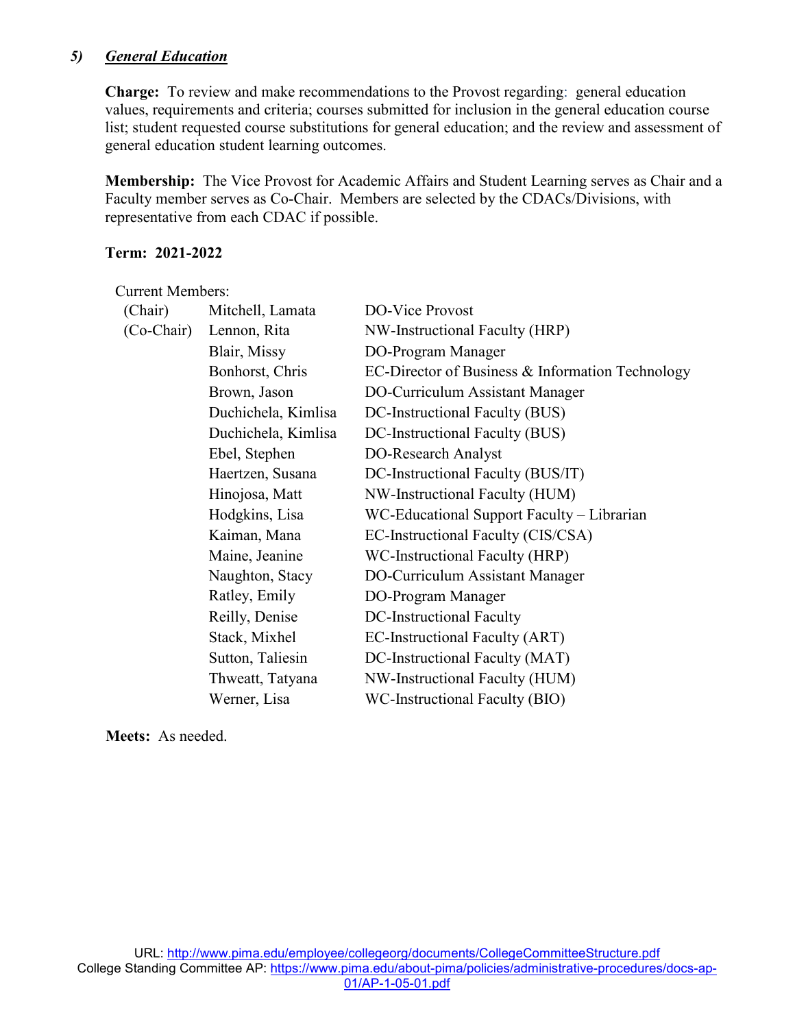### *5) General Education*

**Charge:** To review and make recommendations to the Provost regarding: general education values, requirements and criteria; courses submitted for inclusion in the general education course list; student requested course substitutions for general education; and the review and assessment of general education student learning outcomes.

**Membership:** The Vice Provost for Academic Affairs and Student Learning serves as Chair and a Faculty member serves as Co-Chair. Members are selected by the CDACs/Divisions, with representative from each CDAC if possible.

**Term: 2021-2022**

Current Members:

| | | |
|---|---|---|
| (Chair) | Mitchell, Lamata | DO-Vice Provost |
| (Co-Chair) | Lennon, Rita | NW-Instructional Faculty (HRP) |
| | Blair, Missy | DO-Program Manager |
| | Bonhorst, Chris | EC-Director of Business & Information Technology |
| | Brown, Jason | DO-Curriculum Assistant Manager |
| | Duchichela, Kimlisa | DC-Instructional Faculty (BUS) |
| | Duchichela, Kimlisa | DC-Instructional Faculty (BUS) |
| | Ebel, Stephen | DO-Research Analyst |
| | Haertzen, Susana | DC-Instructional Faculty (BUS/IT) |
| | Hinojosa, Matt | NW-Instructional Faculty (HUM) |
| | Hodgkins, Lisa | WC-Educational Support Faculty – Librarian |
| | Kaiman, Mana | EC-Instructional Faculty (CIS/CSA) |
| | Maine, Jeanine | WC-Instructional Faculty (HRP) |
| | Naughton, Stacy | DO-Curriculum Assistant Manager |
| | Ratley, Emily | DO-Program Manager |
| | Reilly, Denise | DC-Instructional Faculty |
| | Stack, Mixhel | EC-Instructional Faculty (ART) |
| | Sutton, Taliesin | DC-Instructional Faculty (MAT) |
| | Thweatt, Tatyana | NW-Instructional Faculty (HUM) |
| | Werner, Lisa | WC-Instructional Faculty (BIO) |

**Meets:** As needed.

URL: http://www.pima.edu/employee/collegeorg/documents/CollegeCommitteeStructure.pdf
College Standing Committee AP: https://www.pima.edu/about-pima/policies/administrative-procedures/docs-ap-01/AP-1-05-01.pdf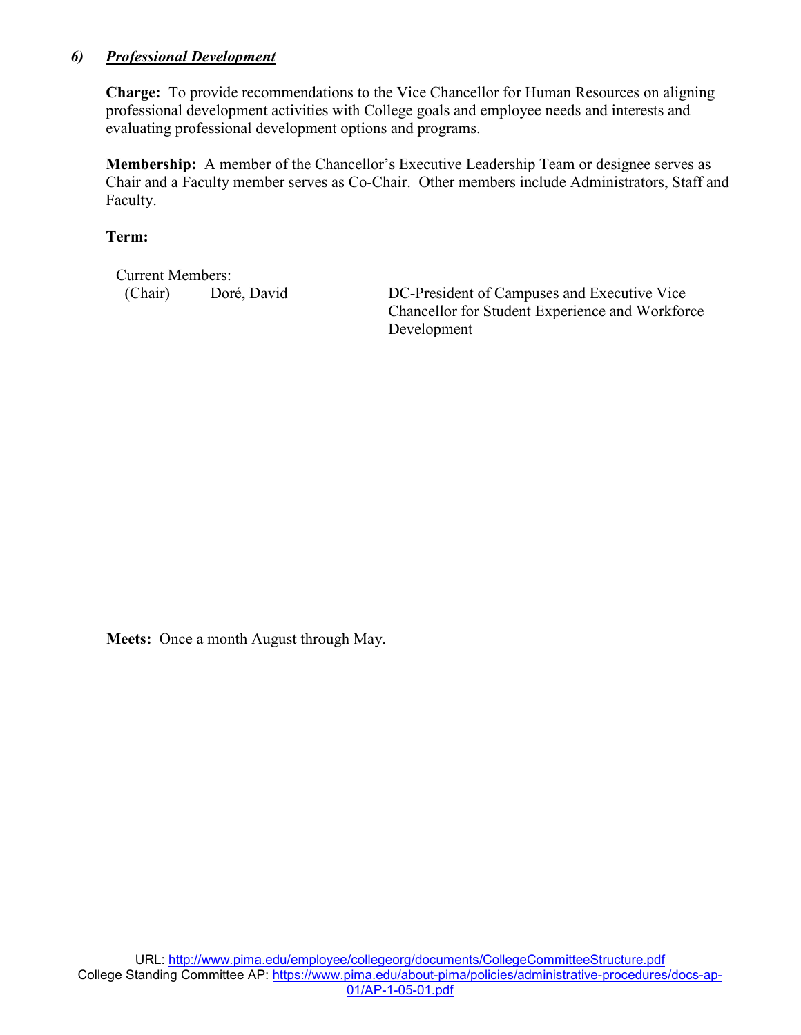### *6) Professional Development*

**Charge:** To provide recommendations to the Vice Chancellor for Human Resources on aligning professional development activities with College goals and employee needs and interests and evaluating professional development options and programs.

**Membership:** A member of the Chancellor's Executive Leadership Team or designee serves as Chair and a Faculty member serves as Co-Chair. Other members include Administrators, Staff and Faculty.

**Term:**

Current Members:

| | | |
|---|---|---|
| (Chair) | Doré, David | DC-President of Campuses and Executive Vice Chancellor for Student Experience and Workforce Development |

**Meets:** Once a month August through May.

URL: http://www.pima.edu/employee/collegeorg/documents/CollegeCommitteeStructure.pdf
College Standing Committee AP: https://www.pima.edu/about-pima/policies/administrative-procedures/docs-ap-01/AP-1-05-01.pdf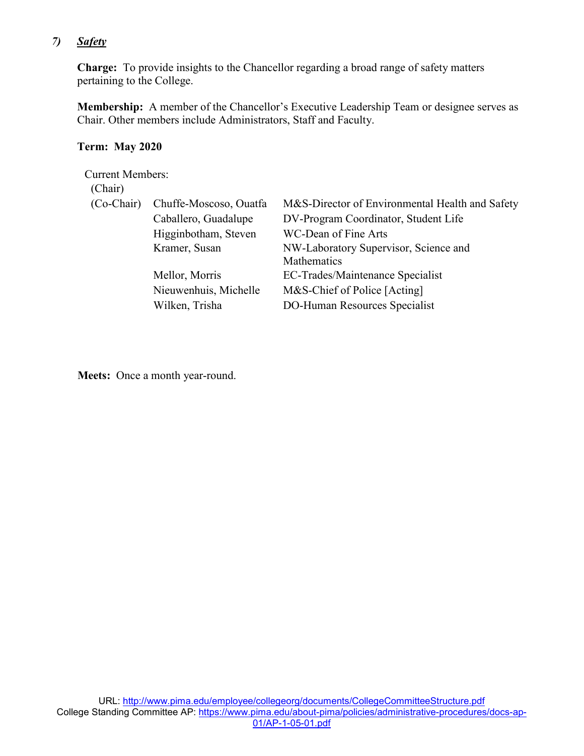## *7) Safety*

**Charge:** To provide insights to the Chancellor regarding a broad range of safety matters pertaining to the College.

**Membership:** A member of the Chancellor's Executive Leadership Team or designee serves as Chair. Other members include Administrators, Staff and Faculty.

**Term: May 2020**

Current Members:

| | | |
|---|---|---|
| (Chair) | | |
| (Co-Chair) | Chuffe-Moscoso, Ouatfa | M&S-Director of Environmental Health and Safety |
| | Caballero, Guadalupe | DV-Program Coordinator, Student Life |
| | Higginbotham, Steven | WC-Dean of Fine Arts |
| | Kramer, Susan | NW-Laboratory Supervisor, Science and Mathematics |
| | Mellor, Morris | EC-Trades/Maintenance Specialist |
| | Nieuwenhuis, Michelle | M&S-Chief of Police [Acting] |
| | Wilken, Trisha | DO-Human Resources Specialist |

**Meets:** Once a month year-round.

URL: http://www.pima.edu/employee/collegeorg/documents/CollegeCommitteeStructure.pdf
College Standing Committee AP: https://www.pima.edu/about-pima/policies/administrative-procedures/docs-ap-01/AP-1-05-01.pdf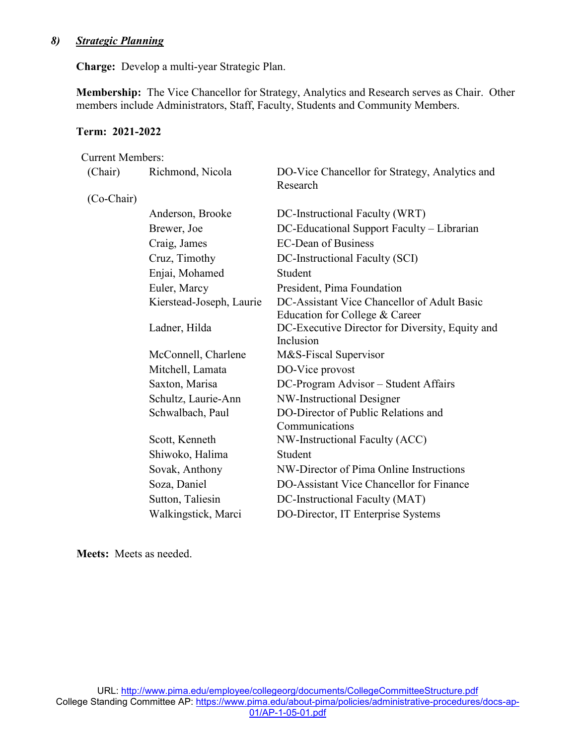### *8) Strategic Planning*

**Charge:** Develop a multi-year Strategic Plan.

**Membership:** The Vice Chancellor for Strategy, Analytics and Research serves as Chair. Other members include Administrators, Staff, Faculty, Students and Community Members.

**Term: 2021-2022**

Current Members:

| | | |
|---|---|---|
| (Chair) | Richmond, Nicola | DO-Vice Chancellor for Strategy, Analytics and Research |
| (Co-Chair) | | |
| | Anderson, Brooke | DC-Instructional Faculty (WRT) |
| | Brewer, Joe | DC-Educational Support Faculty – Librarian |
| | Craig, James | EC-Dean of Business |
| | Cruz, Timothy | DC-Instructional Faculty (SCI) |
| | Enjai, Mohamed | Student |
| | Euler, Marcy | President, Pima Foundation |
| | Kierstead-Joseph, Laurie | DC-Assistant Vice Chancellor of Adult Basic Education for College & Career |
| | Ladner, Hilda | DC-Executive Director for Diversity, Equity and Inclusion |
| | McConnell, Charlene | M&S-Fiscal Supervisor |
| | Mitchell, Lamata | DO-Vice provost |
| | Saxton, Marisa | DC-Program Advisor – Student Affairs |
| | Schultz, Laurie-Ann | NW-Instructional Designer |
| | Schwalbach, Paul | DO-Director of Public Relations and Communications |
| | Scott, Kenneth | NW-Instructional Faculty (ACC) |
| | Shiwoko, Halima | Student |
| | Sovak, Anthony | NW-Director of Pima Online Instructions |
| | Soza, Daniel | DO-Assistant Vice Chancellor for Finance |
| | Sutton, Taliesin | DC-Instructional Faculty (MAT) |
| | Walkingstick, Marci | DO-Director, IT Enterprise Systems |

**Meets:** Meets as needed.